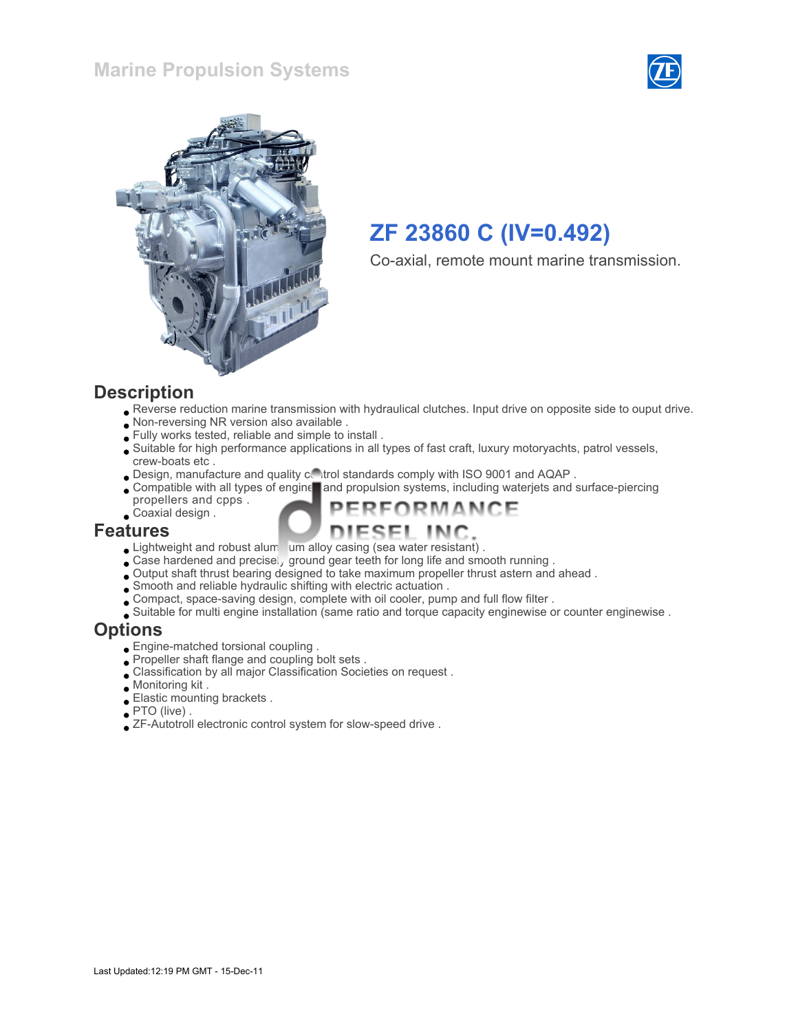# Marine Propulsion Systems

## ZF 23860 C (IV=0.492)

Co-axial, remote mount marine transmission.

## Description

- Reverse reduction marine transmission with hydraulical clutches. Input drive on opposite side to ouput drive.
- Non-reversing NR version also available .
- Fully works tested, reliable and simple to install .
- Suitable for high performance applications in all types of fast craft, luxury motoryachts, patrol vessels, crew-boats etc .
- Design, manufacture and quality control standards comply with ISO 9001 and AQAP .
- Compatible with all types of engine and propulsion systems, including waterjets and surface-piercing propellers and cpps .
- Coaxial design .

## Features

- Lightweight and robust aluminum alloy casing (sea water resistant) .
- Case hardened and precisely ground gear teeth for long life and smooth running .
- Output shaft thrust bearing designed to take maximum propeller thrust astern and ahead .
- Smooth and reliable hydraulic shifting with electric actuation .
- Compact, space-saving design, complete with oil cooler, pump and full flow filter .
- Suitable for multi engine installation (same ratio and torque capacity enginewise or counter enginewise .

## Options

- Engine-matched torsional coupling .
- Propeller shaft flange and coupling bolt sets .
- Classification by all major Classification Societies on request .
- Monitoring kit .
- Elastic mounting brackets .
- PTO (live) .
- ZF-Autotroll electronic control system for slow-speed drive .

Last Updated:12:19 PM GMT - 15-Dec-11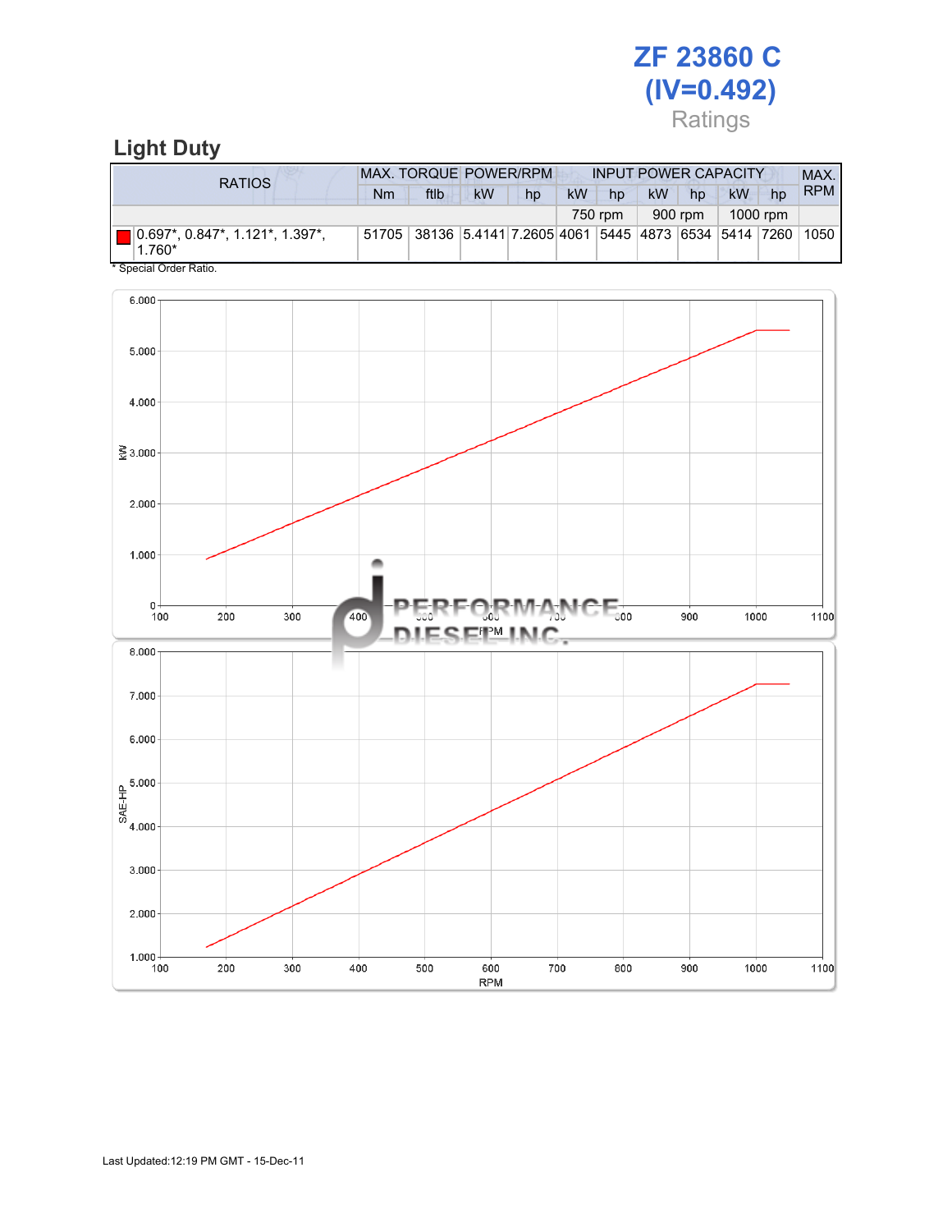# ZF 23860 C (IV=0.492)

Ratings

## Light Duty

| RATIOS | MAX. TORQUE | | POWER/RPM | | INPUT POWER CAPACITY | | | | | | MAX. RPM |
|---|---|---|---|---|---|---|---|---|---|---|---|
| | Nm | ftlb | kW | hp | kW | hp | kW | hp | kW | hp | |
| | | | | | 750 rpm | | 900 rpm | | 1000 rpm | | |
| 0.697*, 0.847*, 1.121*, 1.397*, 1.760* | 51705 | 38136 | 5.4141 | 7.2605 | 4061 | 5445 | 4873 | 6534 | 5414 | 7260 | 1050 |

* Special Order Ratio.

Last Updated:12:19 PM GMT - 15-Dec-11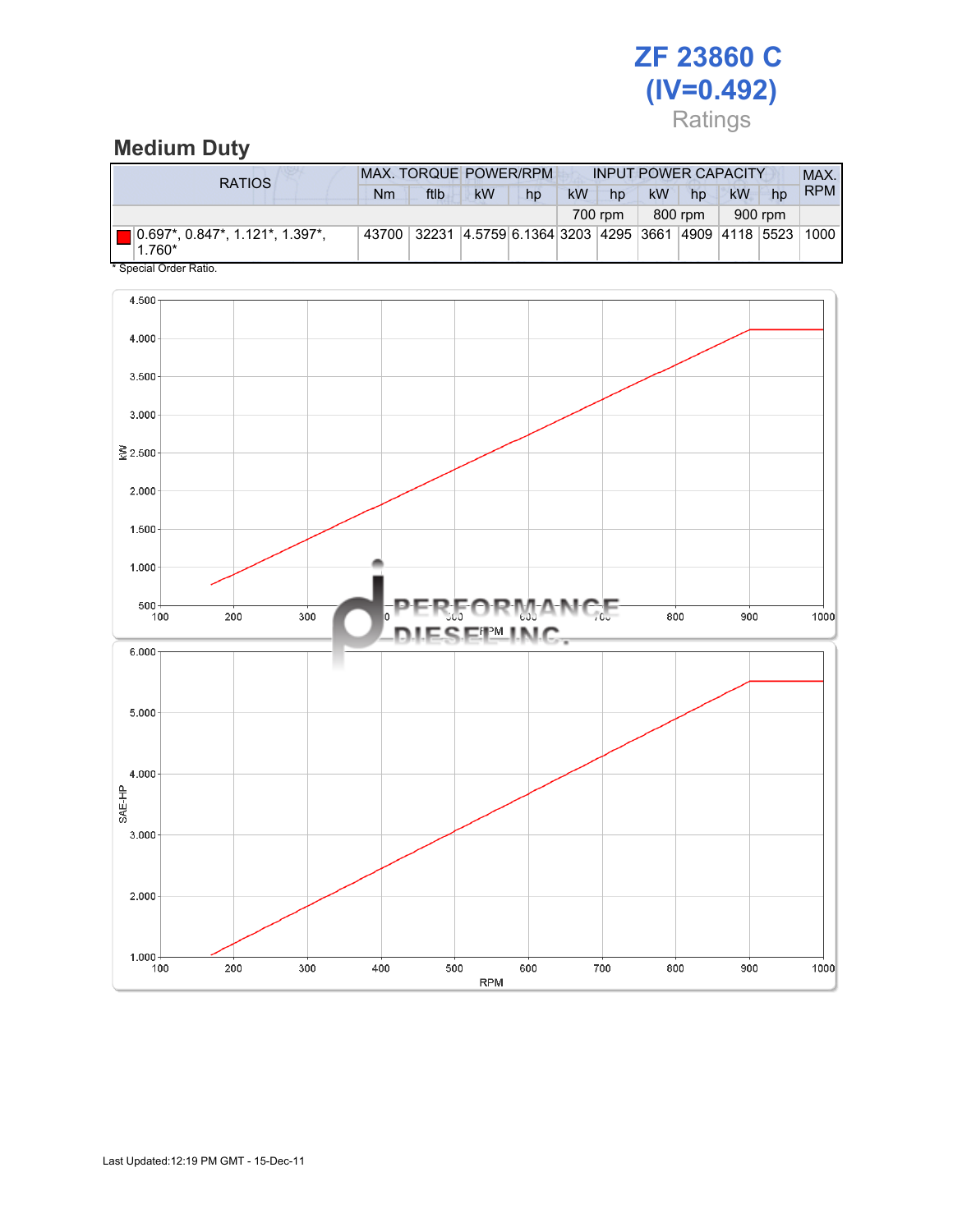# ZF 23860 C (IV=0.492)

Ratings

## Medium Duty

| RATIOS | MAX. TORQUE | | POWER/RPM | | INPUT POWER CAPACITY | | | | | | MAX. RPM |
|---|---|---|---|---|---|---|---|---|---|---|---|
| | Nm | ftlb | kW | hp | kW | hp | kW | hp | kW | hp | |
| | | | | | 700 rpm | | 800 rpm | | 900 rpm | | |
| 0.697*, 0.847*, 1.121*, 1.397*, 1.760* | 43700 | 32231 | 4.5759 | 6.1364 | 3203 | 4295 | 3661 | 4909 | 4118 | 5523 | 1000 |

* Special Order Ratio.

Last Updated:12:19 PM GMT - 15-Dec-11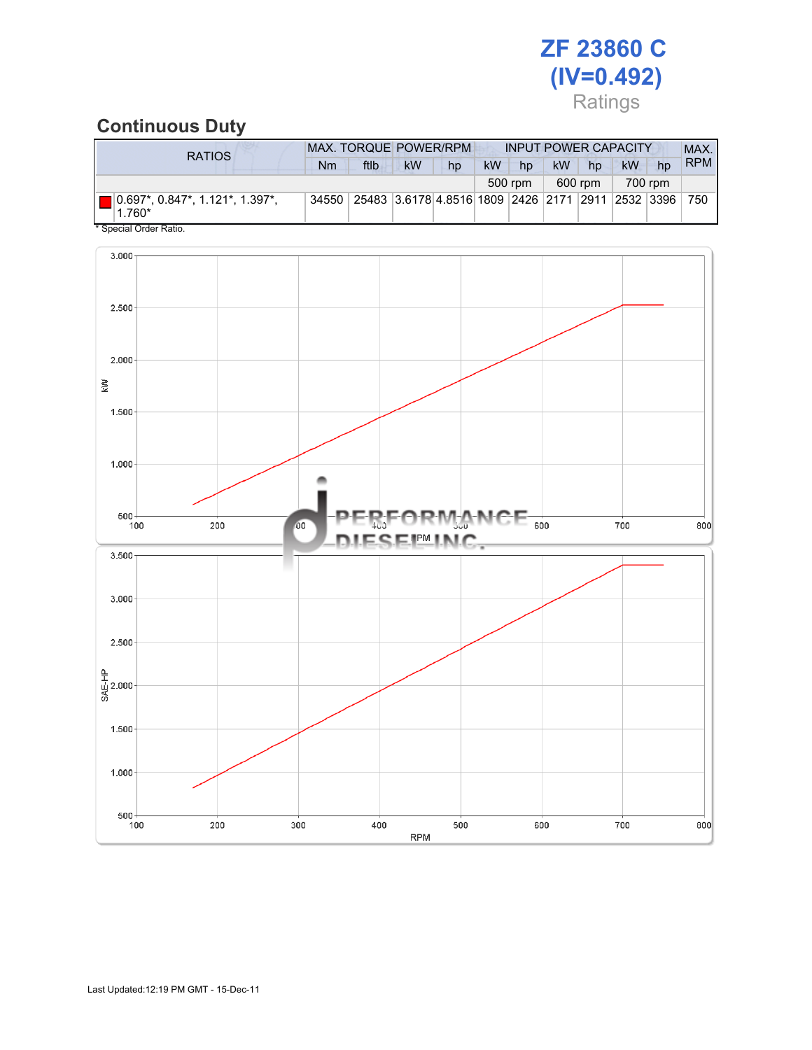# ZF 23860 C (IV=0.492)

Ratings

## Continuous Duty

| RATIOS | MAX. TORQUE | | POWER/RPM | | INPUT POWER CAPACITY | | | | | | MAX. RPM |
|---|---|---|---|---|---|---|---|---|---|---|---|
| | Nm | ftlb | kW | hp | kW | hp | kW | hp | kW | hp | |
| | | | | | 500 rpm | | 600 rpm | | 700 rpm | | |
| 0.697*, 0.847*, 1.121*, 1.397*, 1.760* | 34550 | 25483 | 3.6178 | 4.8516 | 1809 | 2426 | 2171 | 2911 | 2532 | 3396 | 750 |

\* Special Order Ratio.

Last Updated:12:19 PM GMT - 15-Dec-11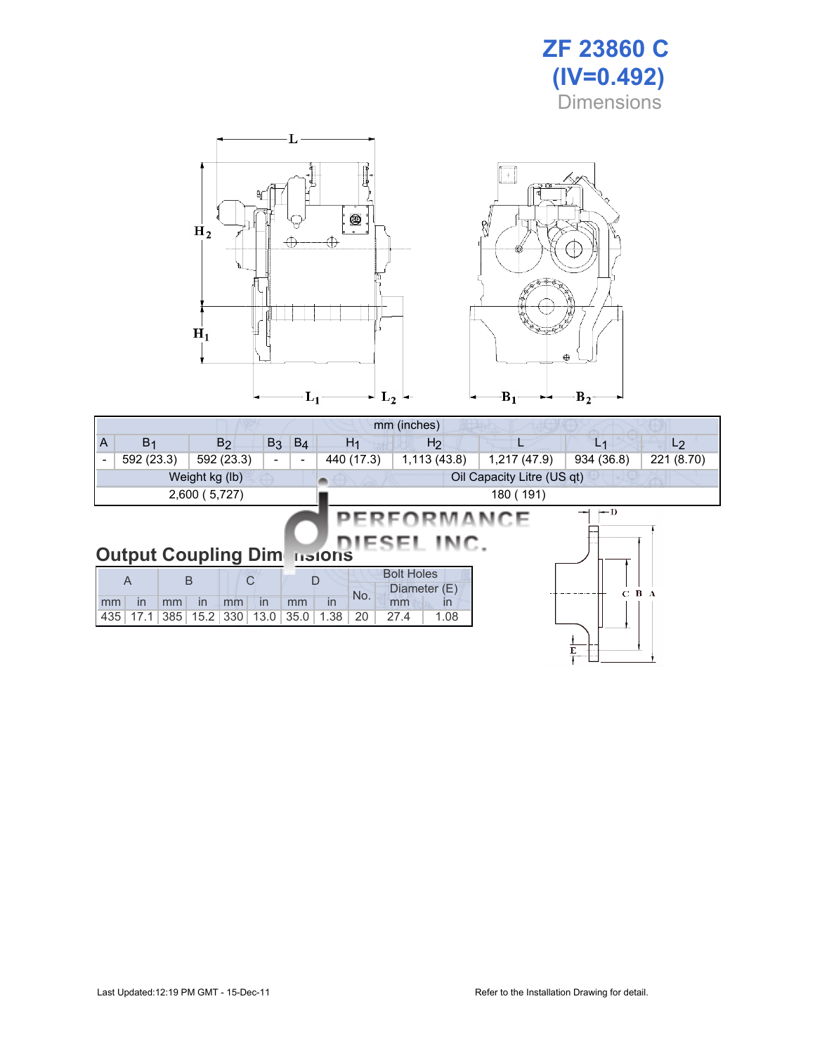# ZF 23860 C (IV=0.492)

Dimensions

| mm (inches) | | | | | | | | | | |
|---|---|---|---|---|---|---|---|---|---|---|
| A | $B_1$ | $B_2$ | $B_3$ | $B_4$ | $H_1$ | $H_2$ | L | $L_1$ | $L_2$ |
| - | 592 (23.3) | 592 (23.3) | - | - | 440 (17.3) | 1,113 (43.8) | 1,217 (47.9) | 934 (36.8) | 221 (8.70) |
| Weight kg (lb) | | | | | Oil Capacity Litre (US qt) | | | | |
| 2,600 ( 5,727) | | | | | 180 ( 191) | | | | |

PERFORMANCE DIESEL INC.

## Output Coupling Dimensions

| A | | B | | C | | D | | Bolt Holes | | |
|---|---|---|---|---|---|---|---|---|---|---|
| | | | | | | | | No. | Diameter (E) | |
| mm | in | mm | in | mm | in | mm | in | | mm | in |
| 435 | 17.1 | 385 | 15.2 | 330 | 13.0 | 35.0 | 1.38 | 20 | 27.4 | 1.08 |

Last Updated:12:19 PM GMT - 15-Dec-11

Refer to the Installation Drawing for detail.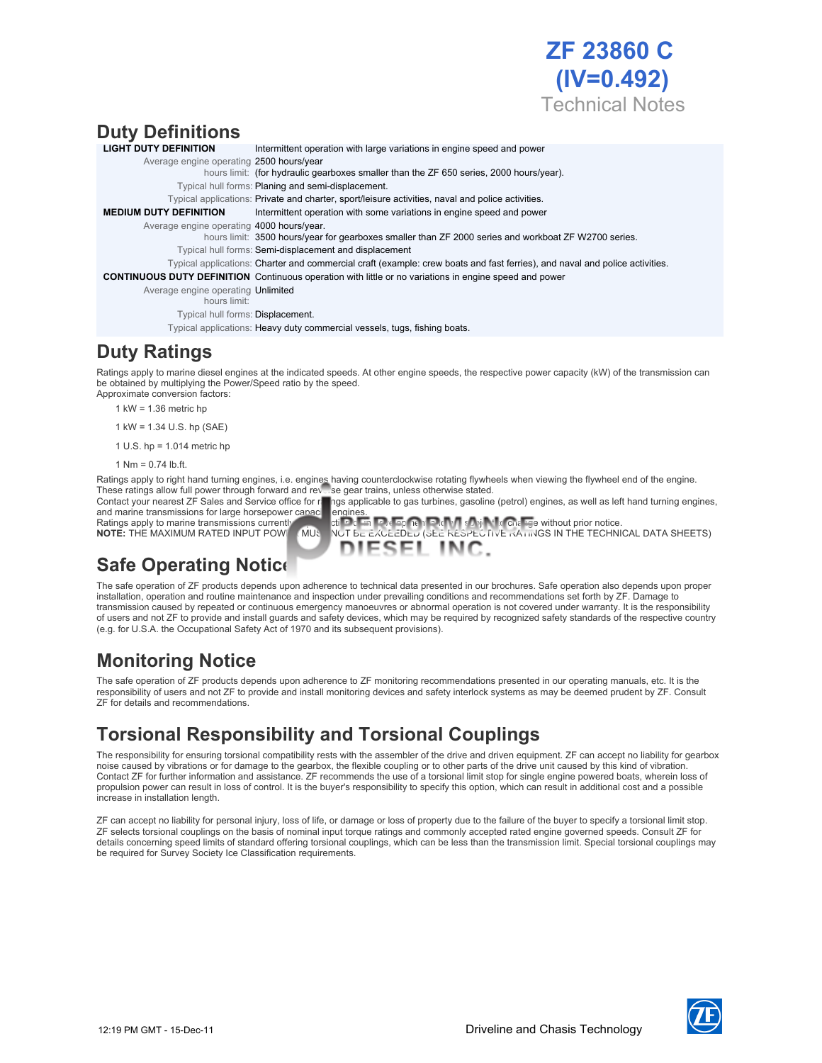# ZF 23860 C (IV=0.492)

Technical Notes

## Duty Definitions

| | |
|---|---|
| **LIGHT DUTY DEFINITION** | Intermittent operation with large variations in engine speed and power |
| Average engine operating hours limit: | 2500 hours/year (for hydraulic gearboxes smaller than the ZF 650 series, 2000 hours/year). |
| Typical hull forms: | Planing and semi-displacement. |
| Typical applications: | Private and charter, sport/leisure activities, naval and police activities. |
| **MEDIUM DUTY DEFINITION** | Intermittent operation with some variations in engine speed and power |
| Average engine operating hours limit: | 4000 hours/year. 3500 hours/year for gearboxes smaller than ZF 2000 series and workboat ZF W2700 series. |
| Typical hull forms: | Semi-displacement and displacement |
| Typical applications: | Charter and commercial craft (example: crew boats and fast ferries), and naval and police activities. |
| **CONTINUOUS DUTY DEFINITION** | Continuous operation with little or no variations in engine speed and power |
| Average engine operating hours limit: | Unlimited |
| Typical hull forms: | Displacement. |
| Typical applications: | Heavy duty commercial vessels, tugs, fishing boats. |

## Duty Ratings

Ratings apply to marine diesel engines at the indicated speeds. At other engine speeds, the respective power capacity (kW) of the transmission can be obtained by multiplying the Power/Speed ratio by the speed.
Approximate conversion factors:

- 1 kW = 1.36 metric hp
- 1 kW = 1.34 U.S. hp (SAE)
- 1 U.S. hp = 1.014 metric hp
- 1 Nm = 0.74 lb.ft.

Ratings apply to right hand turning engines, i.e. engines having counterclockwise rotating flywheels when viewing the flywheel end of the engine. These ratings allow full power through forward and reverse gear trains, unless otherwise stated.
Contact your nearest ZF Sales and Service office for ratings applicable to gas turbines, gasoline (petrol) engines, as well as left hand turning engines, and marine transmissions for large horsepower capacity engines.
Ratings apply to marine transmissions currently in production. Ratings subject to change without prior notice.
**NOTE:** THE MAXIMUM RATED INPUT POWER MUST NOT BE EXCEEDED (SEE RESPECTIVE RATINGS IN THE TECHNICAL DATA SHEETS)

## Safe Operating Notice

The safe operation of ZF products depends upon adherence to technical data presented in our brochures. Safe operation also depends upon proper installation, operation and routine maintenance and inspection under prevailing conditions and recommendations set forth by ZF. Damage to transmission caused by repeated or continuous emergency manoeuvres or abnormal operation is not covered under warranty. It is the responsibility of users and not ZF to provide and install guards and safety devices, which may be required by recognized safety standards of the respective country (e.g. for U.S.A. the Occupational Safety Act of 1970 and its subsequent provisions).

## Monitoring Notice

The safe operation of ZF products depends upon adherence to ZF monitoring recommendations presented in our operating manuals, etc. It is the responsibility of users and not ZF to provide and install monitoring devices and safety interlock systems as may be deemed prudent by ZF. Consult ZF for details and recommendations.

## Torsional Responsibility and Torsional Couplings

The responsibility for ensuring torsional compatibility rests with the assembler of the drive and driven equipment. ZF can accept no liability for gearbox noise caused by vibrations or for damage to the gearbox, the flexible coupling or to other parts of the drive unit caused by this kind of vibration. Contact ZF for further information and assistance. ZF recommends the use of a torsional limit stop for single engine powered boats, wherein loss of propulsion power can result in loss of control. It is the buyer's responsibility to specify this option, which can result in additional cost and a possible increase in installation length.

ZF can accept no liability for personal injury, loss of life, or damage or loss of property due to the failure of the buyer to specify a torsional limit stop. ZF selects torsional couplings on the basis of nominal input torque ratings and commonly accepted rated engine governed speeds. Consult ZF for details concerning speed limits of standard offering torsional couplings, which can be less than the transmission limit. Special torsional couplings may be required for Survey Society Ice Classification requirements.

12:19 PM GMT - 15-Dec-11

Driveline and Chasis Technology